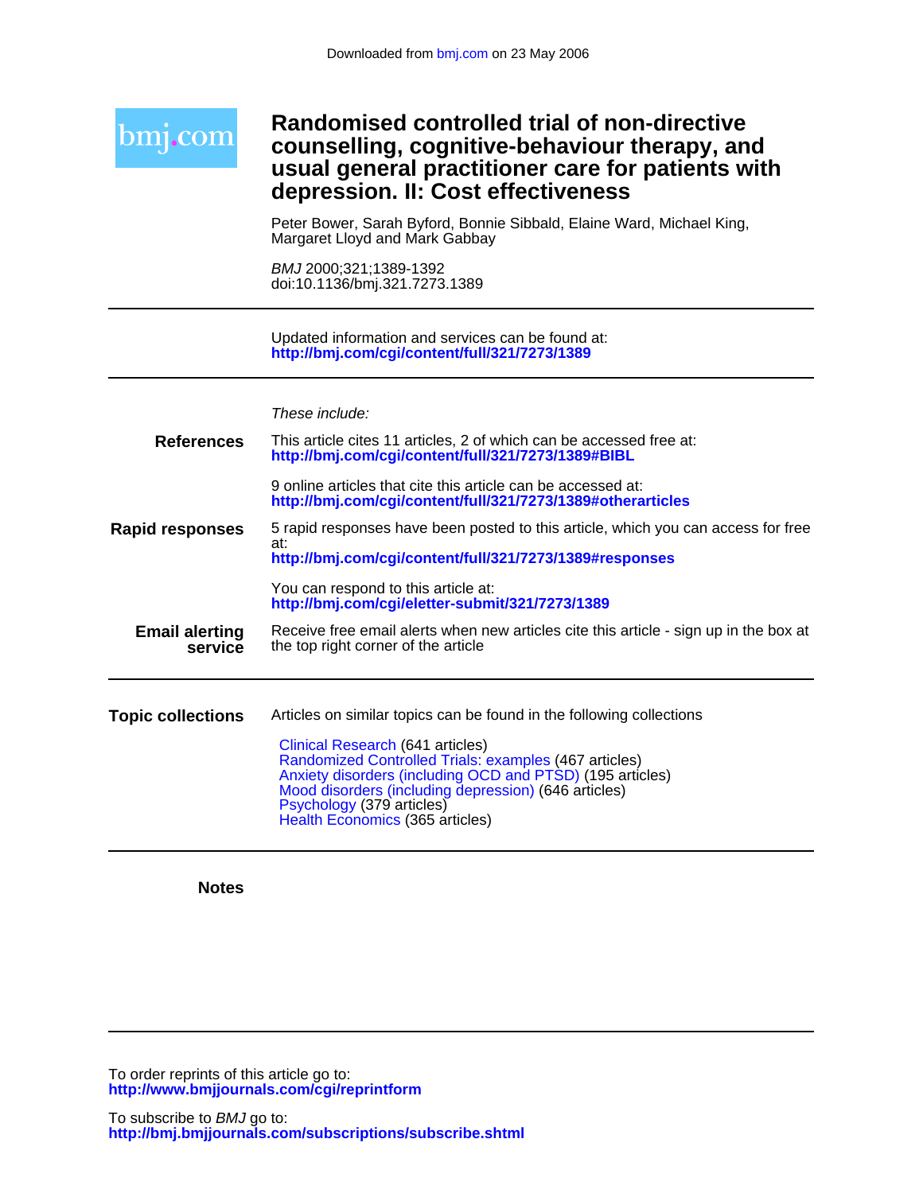Downloaded from bmj.com on 23 May 2006

bmj.com

# Randomised controlled trial of non-directive counselling, cognitive-behaviour therapy, and usual general practitioner care for patients with depression. II: Cost effectiveness

Peter Bower, Sarah Byford, Bonnie Sibbald, Elaine Ward, Michael King, Margaret Lloyd and Mark Gabbay

*BMJ* 2000;321;1389-1392
doi:10.1136/bmj.321.7273.1389

Updated information and services can be found at:
**http://bmj.com/cgi/content/full/321/7273/1389**

*These include:*

**References**

This article cites 11 articles, 2 of which can be accessed free at:
**http://bmj.com/cgi/content/full/321/7273/1389#BIBL**

9 online articles that cite this article can be accessed at:
**http://bmj.com/cgi/content/full/321/7273/1389#otherarticles**

**Rapid responses**

5 rapid responses have been posted to this article, which you can access for free at:
**http://bmj.com/cgi/content/full/321/7273/1389#responses**

You can respond to this article at:
**http://bmj.com/cgi/eletter-submit/321/7273/1389**

**Email alerting service**

Receive free email alerts when new articles cite this article - sign up in the box at the top right corner of the article

**Topic collections**

Articles on similar topics can be found in the following collections

Clinical Research (641 articles)
Randomized Controlled Trials: examples (467 articles)
Anxiety disorders (including OCD and PTSD) (195 articles)
Mood disorders (including depression) (646 articles)
Psychology (379 articles)
Health Economics (365 articles)

**Notes**

To order reprints of this article go to:
**http://www.bmjjournals.com/cgi/reprintform**

To subscribe to *BMJ* go to:
**http://bmj.bmjjournals.com/subscriptions/subscribe.shtml**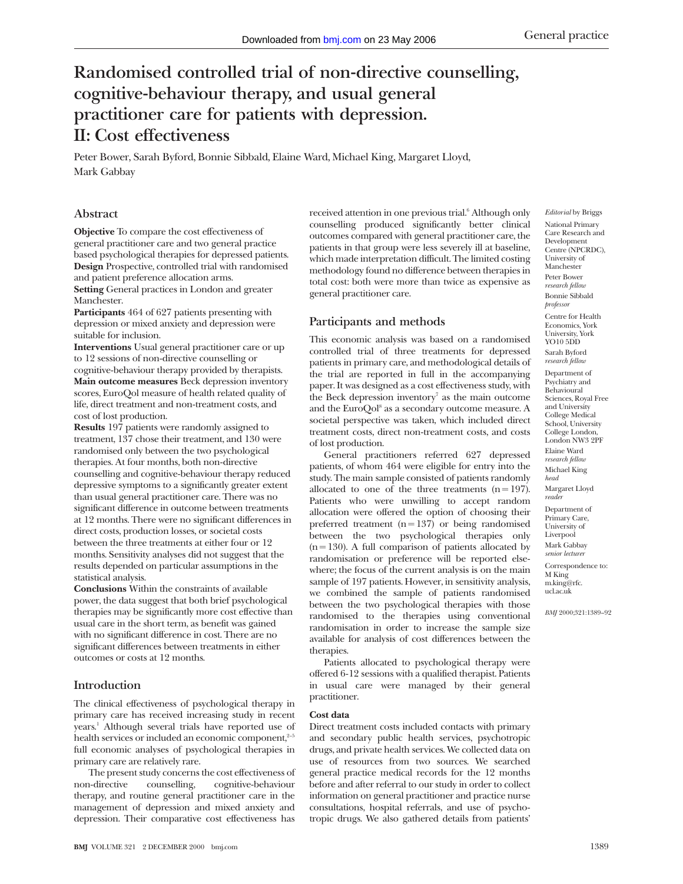# Randomised controlled trial of non-directive counselling, cognitive-behaviour therapy, and usual general practitioner care for patients with depression. II: Cost effectiveness

Peter Bower, Sarah Byford, Bonnie Sibbald, Elaine Ward, Michael King, Margaret Lloyd, Mark Gabbay

## Abstract

**Objective** To compare the cost effectiveness of general practitioner care and two general practice based psychological therapies for depressed patients.

**Design** Prospective, controlled trial with randomised and patient preference allocation arms.

**Setting** General practices in London and greater Manchester.

**Participants** 464 of 627 patients presenting with depression or mixed anxiety and depression were suitable for inclusion.

**Interventions** Usual general practitioner care or up to 12 sessions of non-directive counselling or cognitive-behaviour therapy provided by therapists.

**Main outcome measures** Beck depression inventory scores, EuroQol measure of health related quality of life, direct treatment and non-treatment costs, and cost of lost production.

**Results** 197 patients were randomly assigned to treatment, 137 chose their treatment, and 130 were randomised only between the two psychological therapies. At four months, both non-directive counselling and cognitive-behaviour therapy reduced depressive symptoms to a significantly greater extent than usual general practitioner care. There was no significant difference in outcome between treatments at 12 months. There were no significant differences in direct costs, production losses, or societal costs between the three treatments at either four or 12 months. Sensitivity analyses did not suggest that the results depended on particular assumptions in the statistical analysis.

**Conclusions** Within the constraints of available power, the data suggest that both brief psychological therapies may be significantly more cost effective than usual care in the short term, as benefit was gained with no significant difference in cost. There are no significant differences between treatments in either outcomes or costs at 12 months.

## Introduction

The clinical effectiveness of psychological therapy in primary care has received increasing study in recent years.[1] Although several trials have reported use of health services or included an economic component,[2-5] full economic analyses of psychological therapies in primary care are relatively rare.

The present study concerns the cost effectiveness of non-directive counselling, cognitive-behaviour therapy, and routine general practitioner care in the management of depression and mixed anxiety and depression. Their comparative cost effectiveness has received attention in one previous trial.[6] Although only counselling produced significantly better clinical outcomes compared with general practitioner care, the patients in that group were less severely ill at baseline, which made interpretation difficult. The limited costing methodology found no difference between therapies in total cost: both were more than twice as expensive as general practitioner care.

## Participants and methods

This economic analysis was based on a randomised controlled trial of three treatments for depressed patients in primary care, and methodological details of the trial are reported in full in the accompanying paper. It was designed as a cost effectiveness study, with the Beck depression inventory[7] as the main outcome and the EuroQol[8] as a secondary outcome measure. A societal perspective was taken, which included direct treatment costs, direct non-treatment costs, and costs of lost production.

General practitioners referred 627 depressed patients, of whom 464 were eligible for entry into the study. The main sample consisted of patients randomly allocated to one of the three treatments (n = 197). Patients who were unwilling to accept random allocation were offered the option of choosing their preferred treatment (n = 137) or being randomised between the two psychological therapies only (n = 130). A full comparison of patients allocated by randomisation or preference will be reported elsewhere; the focus of the current analysis is on the main sample of 197 patients. However, in sensitivity analysis, we combined the sample of patients randomised between the two psychological therapies with those randomised to the therapies using conventional randomisation in order to increase the sample size available for analysis of cost differences between the therapies.

Patients allocated to psychological therapy were offered 6-12 sessions with a qualified therapist. Patients in usual care were managed by their general practitioner.

### Cost data

Direct treatment costs included contacts with primary and secondary public health services, psychotropic drugs, and private health services. We collected data on use of resources from two sources. We searched general practice medical records for the 12 months before and after referral to our study in order to collect information on general practitioner and practice nurse consultations, hospital referrals, and use of psychotropic drugs. We also gathered details from patients'

*Editorial* by Briggs

National Primary Care Research and Development Centre (NPCRDC), University of Manchester
Peter Bower *research fellow*
Bonnie Sibbald *professor*

Centre for Health Economics, York University, York YO10 5DD
Sarah Byford *research fellow*

Department of Psychiatry and Behavioural Sciences, Royal Free and University College Medical School, University College London, London NW3 2PF
Elaine Ward *research fellow*
Michael King *head*
Margaret Lloyd *reader*

Department of Primary Care, University of Liverpool
Mark Gabbay *senior lecturer*

Correspondence to: M King m.king@rfc.ucl.ac.uk

BMJ 2000;321:1389–92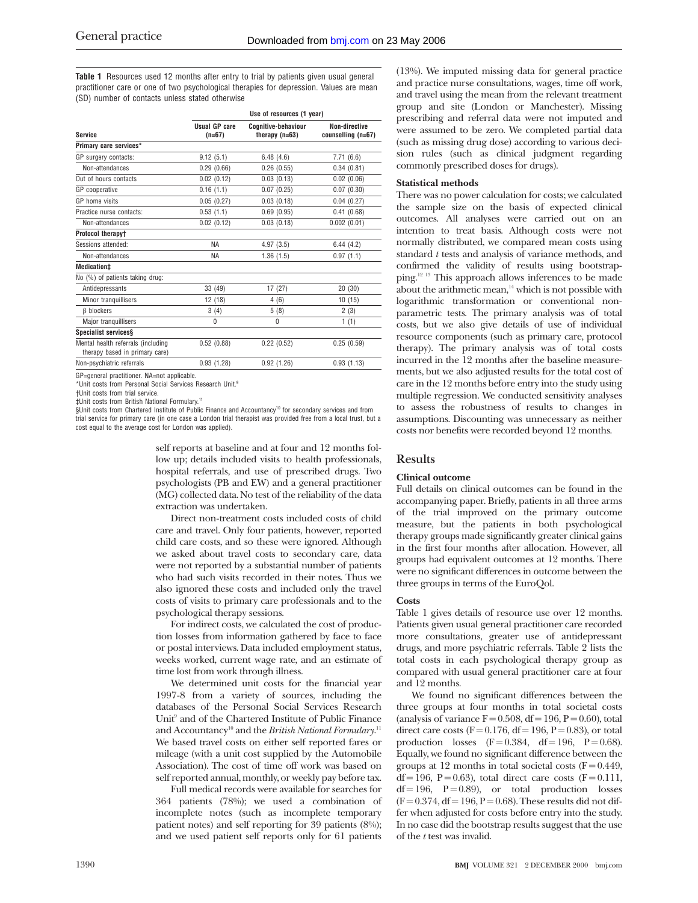**Table 1** Resources used 12 months after entry to trial by patients given usual general practitioner care or one of two psychological therapies for depression. Values are mean (SD) number of contacts unless stated otherwise

| Service | Use of resources (1 year) | | |
|---|---|---|---|
| | Usual GP care (n=67) | Cognitive-behaviour therapy (n=63) | Non-directive counselling (n=67) |
| **Primary care services*** | | | |
| GP surgery contacts: | 9.12 (5.1) | 6.48 (4.6) | 7.71 (6.6) |
| Non-attendances | 0.29 (0.66) | 0.26 (0.55) | 0.34 (0.81) |
| Out of hours contacts | 0.02 (0.12) | 0.03 (0.13) | 0.02 (0.06) |
| GP cooperative | 0.16 (1.1) | 0.07 (0.25) | 0.07 (0.30) |
| GP home visits | 0.05 (0.27) | 0.03 (0.18) | 0.04 (0.27) |
| Practice nurse contacts: | 0.53 (1.1) | 0.69 (0.95) | 0.41 (0.68) |
| Non-attendances | 0.02 (0.12) | 0.03 (0.18) | 0.002 (0.01) |
| **Protocol therapy†** | | | |
| Sessions attended: | NA | 4.97 (3.5) | 6.44 (4.2) |
| Non-attendances | NA | 1.36 (1.5) | 0.97 (1.1) |
| **Medication‡** | | | |
| No (%) of patients taking drug: | | | |
| Antidepressants | 33 (49) | 17 (27) | 20 (30) |
| Minor tranquillisers | 12 (18) | 4 (6) | 10 (15) |
| β blockers | 3 (4) | 5 (8) | 2 (3) |
| Major tranquillisers | 0 | 0 | 1 (1) |
| **Specialist services§** | | | |
| Mental health referrals (including therapy based in primary care) | 0.52 (0.88) | 0.22 (0.52) | 0.25 (0.59) |
| Non-psychiatric referrals | 0.93 (1.28) | 0.92 (1.26) | 0.93 (1.13) |

GP=general practitioner. NA=not applicable.
*Unit costs from Personal Social Services Research Unit.[9]
†Unit costs from trial service.
‡Unit costs from British National Formulary.[11]
§Unit costs from Chartered Institute of Public Finance and Accountancy[10] for secondary services and from trial service for primary care (in one case a London trial therapist was provided free from a local trust, but a cost equal to the average cost for London was applied).

self reports at baseline and at four and 12 months follow up; details included visits to health professionals, hospital referrals, and use of prescribed drugs. Two psychologists (PB and EW) and a general practitioner (MG) collected data. No test of the reliability of the data extraction was undertaken.

Direct non-treatment costs included costs of child care and travel. Only four patients, however, reported child care costs, and so these were ignored. Although we asked about travel costs to secondary care, data were not reported by a substantial number of patients who had such visits recorded in their notes. Thus we also ignored these costs and included only the travel costs of visits to primary care professionals and to the psychological therapy sessions.

For indirect costs, we calculated the cost of production losses from information gathered by face to face or postal interviews. Data included employment status, weeks worked, current wage rate, and an estimate of time lost from work through illness.

We determined unit costs for the financial year 1997-8 from a variety of sources, including the databases of the Personal Social Services Research Unit[9] and of the Chartered Institute of Public Finance and Accountancy[10] and the *British National Formulary*.[11] We based travel costs on either self reported fares or mileage (with a unit cost supplied by the Automobile Association). The cost of time off work was based on self reported annual, monthly, or weekly pay before tax.

Full medical records were available for searches for 364 patients (78%); we used a combination of incomplete notes (such as incomplete temporary patient notes) and self reporting for 39 patients (8%); and we used patient self reports only for 61 patients (13%). We imputed missing data for general practice and practice nurse consultations, wages, time off work, and travel using the mean from the relevant treatment group and site (London or Manchester). Missing prescribing and referral data were not imputed and were assumed to be zero. We completed partial data (such as missing drug dose) according to various decision rules (such as clinical judgment regarding commonly prescribed doses for drugs).

### Statistical methods

There was no power calculation for costs; we calculated the sample size on the basis of expected clinical outcomes. All analyses were carried out on an intention to treat basis. Although costs were not normally distributed, we compared mean costs using standard *t* tests and analysis of variance methods, and confirmed the validity of results using bootstrapping.[12 13] This approach allows inferences to be made about the arithmetic mean,[14] which is not possible with logarithmic transformation or conventional non-parametric tests. The primary analysis was of total costs, but we also give details of use of individual resource components (such as primary care, protocol therapy). The primary analysis was of total costs incurred in the 12 months after the baseline measurements, but we also adjusted results for the total cost of care in the 12 months before entry into the study using multiple regression. We conducted sensitivity analyses to assess the robustness of results to changes in assumptions. Discounting was unnecessary as neither costs nor benefits were recorded beyond 12 months.

## Results

### Clinical outcome

Full details on clinical outcomes can be found in the accompanying paper. Briefly, patients in all three arms of the trial improved on the primary outcome measure, but the patients in both psychological therapy groups made significantly greater clinical gains in the first four months after allocation. However, all groups had equivalent outcomes at 12 months. There were no significant differences in outcome between the three groups in terms of the EuroQol.

### Costs

Table 1 gives details of resource use over 12 months. Patients given usual general practitioner care recorded more consultations, greater use of antidepressant drugs, and more psychiatric referrals. Table 2 lists the total costs in each psychological therapy group as compared with usual general practitioner care at four and 12 months.

We found no significant differences between the three groups at four months in total societal costs (analysis of variance $F = 0.508$, $df = 196$, $P = 0.60$), total direct care costs ($F = 0.176$, $df = 196$, $P = 0.83$), or total production losses ($F = 0.384$, $df = 196$, $P = 0.68$). Equally, we found no significant difference between the groups at 12 months in total societal costs ($F = 0.449$, $df = 196$, $P = 0.63$), total direct care costs ($F = 0.111$, $df = 196$, $P = 0.89$), or total production losses ($F = 0.374$, $df = 196$, $P = 0.68$). These results did not differ when adjusted for costs before entry into the study. In no case did the bootstrap results suggest that the use of the *t* test was invalid.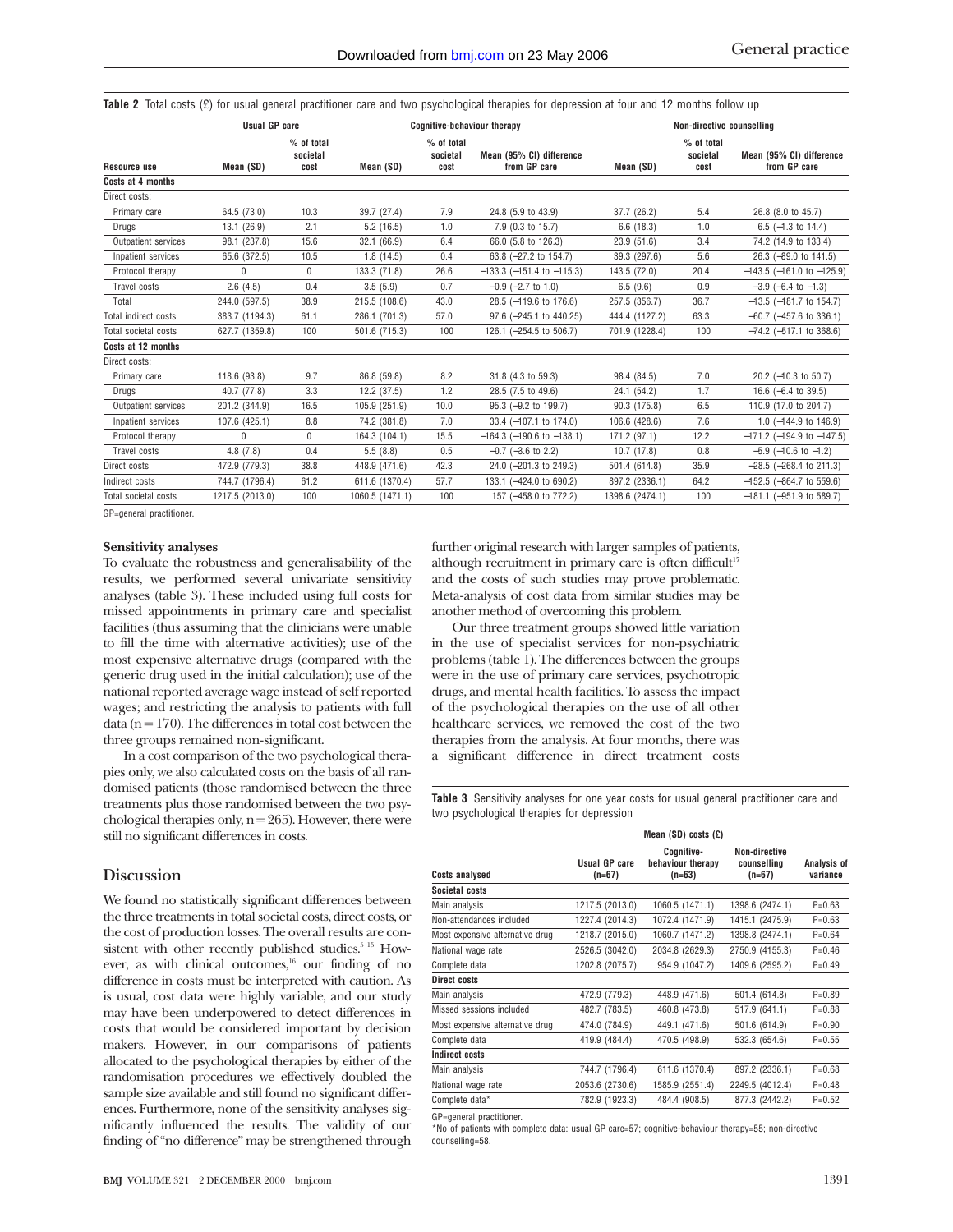**Table 2** Total costs (£) for usual general practitioner care and two psychological therapies for depression at four and 12 months follow up

| | Usual GP care | | Cognitive-behaviour therapy | | | Non-directive counselling | | |
|---|---|---|---|---|---|---|---|---|
| Resource use | Mean (SD) | % of total societal cost | Mean (SD) | % of total societal cost | Mean (95% CI) difference from GP care | Mean (SD) | % of total societal cost | Mean (95% CI) difference from GP care |
| **Costs at 4 months** | | | | | | | | |
| Direct costs: | | | | | | | | |
| Primary care | 64.5 (73.0) | 10.3 | 39.7 (27.4) | 7.9 | 24.8 (5.9 to 43.9) | 37.7 (26.2) | 5.4 | 26.8 (8.0 to 45.7) |
| Drugs | 13.1 (26.9) | 2.1 | 5.2 (16.5) | 1.0 | 7.9 (0.3 to 15.7) | 6.6 (18.3) | 1.0 | 6.5 (−1.3 to 14.4) |
| Outpatient services | 98.1 (237.8) | 15.6 | 32.1 (66.9) | 6.4 | 66.0 (5.8 to 126.3) | 23.9 (51.6) | 3.4 | 74.2 (14.9 to 133.4) |
| Inpatient services | 65.6 (372.5) | 10.5 | 1.8 (14.5) | 0.4 | 63.8 (−27.2 to 154.7) | 39.3 (297.6) | 5.6 | 26.3 (−89.0 to 141.5) |
| Protocol therapy | 0 | 0 | 133.3 (71.8) | 26.6 | −133.3 (−151.4 to −115.3) | 143.5 (72.0) | 20.4 | −143.5 (−161.0 to −125.9) |
| Travel costs | 2.6 (4.5) | 0.4 | 3.5 (5.9) | 0.7 | −0.9 (−2.7 to 1.0) | 6.5 (9.6) | 0.9 | −3.9 (−6.4 to −1.3) |
| Total | 244.0 (597.5) | 38.9 | 215.5 (108.6) | 43.0 | 28.5 (−119.6 to 176.6) | 257.5 (356.7) | 36.7 | −13.5 (−181.7 to 154.7) |
| Total indirect costs | 383.7 (1194.3) | 61.1 | 286.1 (701.3) | 57.0 | 97.6 (−245.1 to 440.25) | 444.4 (1127.2) | 63.3 | −60.7 (−457.6 to 336.1) |
| Total societal costs | 627.7 (1359.8) | 100 | 501.6 (715.3) | 100 | 126.1 (−254.5 to 506.7) | 701.9 (1228.4) | 100 | −74.2 (−517.1 to 368.6) |
| **Costs at 12 months** | | | | | | | | |
| Direct costs: | | | | | | | | |
| Primary care | 118.6 (93.8) | 9.7 | 86.8 (59.8) | 8.2 | 31.8 (4.3 to 59.3) | 98.4 (84.5) | 7.0 | 20.2 (−10.3 to 50.7) |
| Drugs | 40.7 (77.8) | 3.3 | 12.2 (37.5) | 1.2 | 28.5 (7.5 to 49.6) | 24.1 (54.2) | 1.7 | 16.6 (−6.4 to 39.5) |
| Outpatient services | 201.2 (344.9) | 16.5 | 105.9 (251.9) | 10.0 | 95.3 (−9.2 to 199.7) | 90.3 (175.8) | 6.5 | 110.9 (17.0 to 204.7) |
| Inpatient services | 107.6 (425.1) | 8.8 | 74.2 (381.8) | 7.0 | 33.4 (−107.1 to 174.0) | 106.6 (428.6) | 7.6 | 1.0 (−144.9 to 146.9) |
| Protocol therapy | 0 | 0 | 164.3 (104.1) | 15.5 | −164.3 (−190.6 to −138.1) | 171.2 (97.1) | 12.2 | −171.2 (−194.9 to −147.5) |
| Travel costs | 4.8 (7.8) | 0.4 | 5.5 (8.8) | 0.5 | −0.7 (−3.6 to 2.2) | 10.7 (17.8) | 0.8 | −6.9 (−10.6 to −1.2) |
| Direct costs | 472.9 (779.3) | 38.8 | 448.9 (471.6) | 42.3 | 24.0 (−201.3 to 249.3) | 501.4 (614.8) | 35.9 | −28.5 (−268.4 to 211.3) |
| Indirect costs | 744.7 (1796.4) | 61.2 | 611.6 (1370.4) | 57.7 | 133.1 (−424.0 to 690.2) | 897.2 (2336.1) | 64.2 | −152.5 (−864.7 to 559.6) |
| Total societal costs | 1217.5 (2013.0) | 100 | 1060.5 (1471.1) | 100 | 157 (−458.0 to 772.2) | 1398.6 (2474.1) | 100 | −181.1 (−951.9 to 589.7) |

GP=general practitioner.

### Sensitivity analyses

To evaluate the robustness and generalisability of the results, we performed several univariate sensitivity analyses (table 3). These included using full costs for missed appointments in primary care and specialist facilities (thus assuming that the clinicians were unable to fill the time with alternative activities); use of the most expensive alternative drugs (compared with the generic drug used in the initial calculation); use of the national reported average wage instead of self reported wages; and restricting the analysis to patients with full data (n = 170). The differences in total cost between the three groups remained non-significant.

In a cost comparison of the two psychological therapies only, we also calculated costs on the basis of all randomised patients (those randomised between the three treatments plus those randomised between the two psychological therapies only, n = 265). However, there were still no significant differences in costs.

## Discussion

We found no statistically significant differences between the three treatments in total societal costs, direct costs, or the cost of production losses. The overall results are consistent with other recently published studies.[5,15] However, as with clinical outcomes,[16] our finding of no difference in costs must be interpreted with caution. As is usual, cost data were highly variable, and our study may have been underpowered to detect differences in costs that would be considered important by decision makers. However, in our comparisons of patients allocated to the psychological therapies by either of the randomisation procedures we effectively doubled the sample size available and still found no significant differences. Furthermore, none of the sensitivity analyses significantly influenced the results. The validity of our finding of "no difference" may be strengthened through further original research with larger samples of patients, although recruitment in primary care is often difficult[17] and the costs of such studies may prove problematic. Meta-analysis of cost data from similar studies may be another method of overcoming this problem.

Our three treatment groups showed little variation in the use of specialist services for non-psychiatric problems (table 1). The differences between the groups were in the use of primary care services, psychotropic drugs, and mental health facilities. To assess the impact of the psychological therapies on the use of all other healthcare services, we removed the cost of the two therapies from the analysis. At four months, there was a significant difference in direct treatment costs

**Table 3** Sensitivity analyses for one year costs for usual general practitioner care and two psychological therapies for depression

| | Mean (SD) costs (£) | | | |
|---|---|---|---|---|
| Costs analysed | Usual GP care (n=67) | Cognitive-behaviour therapy (n=63) | Non-directive counselling (n=67) | Analysis of variance |
| **Societal costs** | | | | |
| Main analysis | 1217.5 (2013.0) | 1060.5 (1471.1) | 1398.6 (2474.1) | P=0.63 |
| Non-attendances included | 1227.4 (2014.3) | 1072.4 (1471.9) | 1415.1 (2475.9) | P=0.63 |
| Most expensive alternative drug | 1218.7 (2015.0) | 1060.7 (1471.2) | 1398.8 (2474.1) | P=0.64 |
| National wage rate | 2526.5 (3042.0) | 2034.8 (2629.3) | 2750.9 (4155.3) | P=0.46 |
| Complete data | 1202.8 (2075.7) | 954.9 (1047.2) | 1409.6 (2595.2) | P=0.49 |
| **Direct costs** | | | | |
| Main analysis | 472.9 (779.3) | 448.9 (471.6) | 501.4 (614.8) | P=0.89 |
| Missed sessions included | 482.7 (783.5) | 460.8 (473.8) | 517.9 (641.1) | P=0.88 |
| Most expensive alternative drug | 474.0 (784.9) | 449.1 (471.6) | 501.6 (614.9) | P=0.90 |
| Complete data | 419.9 (484.4) | 470.5 (498.9) | 532.3 (654.6) | P=0.55 |
| **Indirect costs** | | | | |
| Main analysis | 744.7 (1796.4) | 611.6 (1370.4) | 897.2 (2336.1) | P=0.68 |
| National wage rate | 2053.6 (2730.6) | 1585.9 (2551.4) | 2249.5 (4012.4) | P=0.48 |
| Complete data* | 782.9 (1923.3) | 484.4 (908.5) | 877.3 (2442.2) | P=0.52 |

GP=general practitioner.
*No of patients with complete data: usual GP care=57; cognitive-behaviour therapy=55; non-directive counselling=58.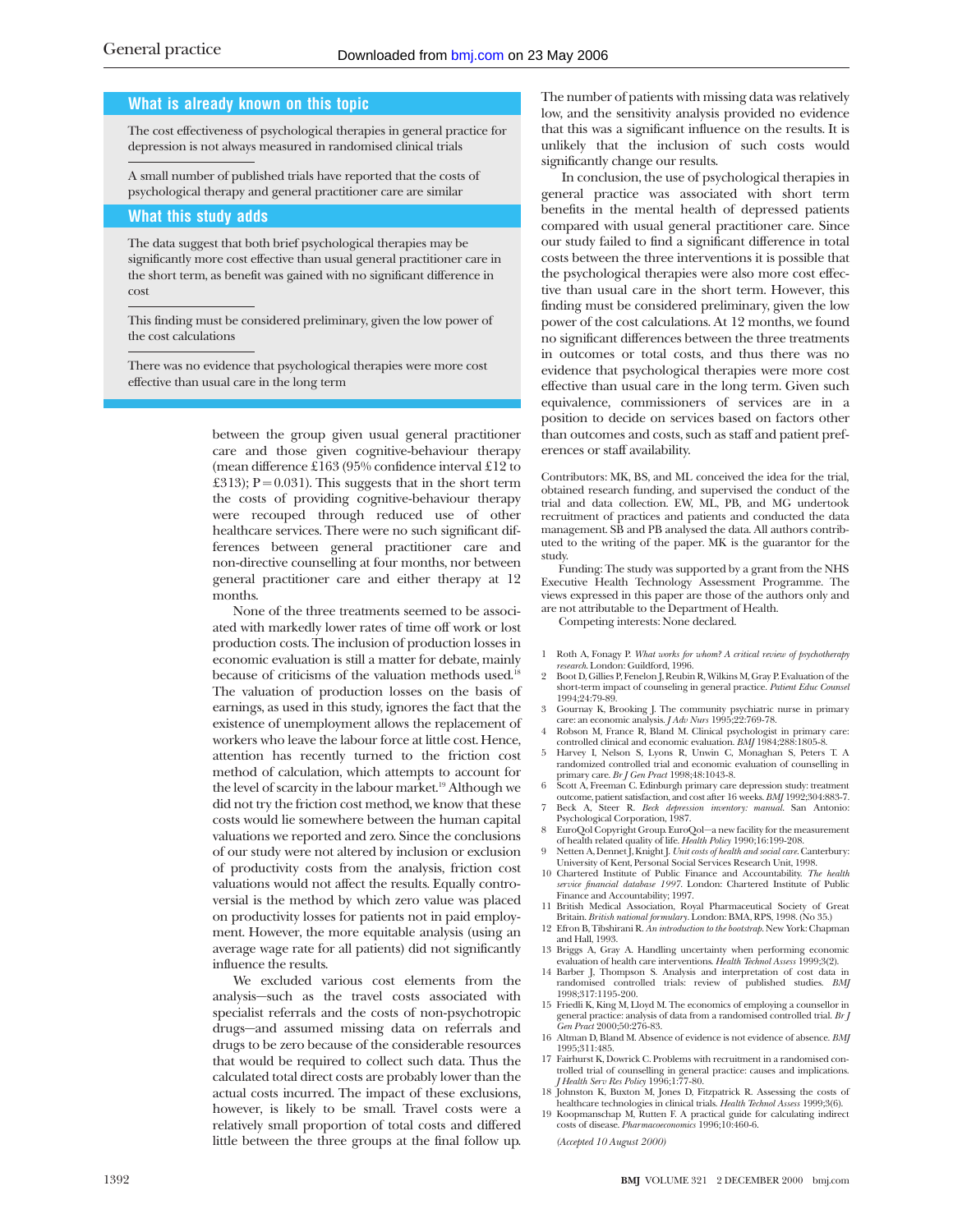## What is already known on this topic

The cost effectiveness of psychological therapies in general practice for depression is not always measured in randomised clinical trials

A small number of published trials have reported that the costs of psychological therapy and general practitioner care are similar

## What this study adds

The data suggest that both brief psychological therapies may be significantly more cost effective than usual general practitioner care in the short term, as benefit was gained with no significant difference in cost

This finding must be considered preliminary, given the low power of the cost calculations

There was no evidence that psychological therapies were more cost effective than usual care in the long term

between the group given usual general practitioner care and those given cognitive-behaviour therapy (mean difference £163 (95% confidence interval £12 to £313); P = 0.031). This suggests that in the short term the costs of providing cognitive-behaviour therapy were recouped through reduced use of other healthcare services. There were no such significant differences between general practitioner care and non-directive counselling at four months, nor between general practitioner care and either therapy at 12 months.

None of the three treatments seemed to be associated with markedly lower rates of time off work or lost production costs. The inclusion of production losses in economic evaluation is still a matter for debate, mainly because of criticisms of the valuation methods used.[18] The valuation of production losses on the basis of earnings, as used in this study, ignores the fact that the existence of unemployment allows the replacement of workers who leave the labour force at little cost. Hence, attention has recently turned to the friction cost method of calculation, which attempts to account for the level of scarcity in the labour market.[19] Although we did not try the friction cost method, we know that these costs would lie somewhere between the human capital valuations we reported and zero. Since the conclusions of our study were not altered by inclusion or exclusion of productivity costs from the analysis, friction cost valuations would not affect the results. Equally controversial is the method by which zero value was placed on productivity losses for patients not in paid employment. However, the more equitable analysis (using an average wage rate for all patients) did not significantly influence the results.

We excluded various cost elements from the analysis—such as the travel costs associated with specialist referrals and the costs of non-psychotropic drugs—and assumed missing data on referrals and drugs to be zero because of the considerable resources that would be required to collect such data. Thus the calculated total direct costs are probably lower than the actual costs incurred. The impact of these exclusions, however, is likely to be small. Travel costs were a relatively small proportion of total costs and differed little between the three groups at the final follow up. The number of patients with missing data was relatively low, and the sensitivity analysis provided no evidence that this was a significant influence on the results. It is unlikely that the inclusion of such costs would significantly change our results.

In conclusion, the use of psychological therapies in general practice was associated with short term benefits in the mental health of depressed patients compared with usual general practitioner care. Since our study failed to find a significant difference in total costs between the three interventions it is possible that the psychological therapies were also more cost effective than usual care in the short term. However, this finding must be considered preliminary, given the low power of the cost calculations. At 12 months, we found no significant differences between the three treatments in outcomes or total costs, and thus there was no evidence that psychological therapies were more cost effective than usual care in the long term. Given such equivalence, commissioners of services are in a position to decide on services based on factors other than outcomes and costs, such as staff and patient preferences or staff availability.

Contributors: MK, BS, and ML conceived the idea for the trial, obtained research funding, and supervised the conduct of the trial and data collection. EW, ML, PB, and MG undertook recruitment of practices and patients and conducted the data management. SB and PB analysed the data. All authors contributed to the writing of the paper. MK is the guarantor for the study.

Funding: The study was supported by a grant from the NHS Executive Health Technology Assessment Programme. The views expressed in this paper are those of the authors only and are not attributable to the Department of Health.

Competing interests: None declared.

1. Roth A, Fonagy P. *What works for whom? A critical review of psychotherapy research*. London: Guildford, 1996.
2. Boot D, Gillies P, Fenelon J, Reubin R, Wilkins M, Gray P. Evaluation of the short-term impact of counseling in general practice. *Patient Educ Counsel* 1994;24:79-89.
3. Gournay K, Brooking J. The community psychiatric nurse in primary care: an economic analysis. *J Adv Nurs* 1995;22:769-78.
4. Robson M, France R, Bland M. Clinical psychologist in primary care: controlled clinical and economic evaluation. *BMJ* 1984;288:1805-8.
5. Harvey I, Nelson S, Lyons R, Unwin C, Monaghan S, Peters T. A randomized controlled trial and economic evaluation of counselling in primary care. *Br J Gen Pract* 1998;48:1043-8.
6. Scott A, Freeman C. Edinburgh primary care depression study: treatment outcome, patient satisfaction, and cost after 16 weeks. *BMJ* 1992;304:883-7.
7. Beck A, Steer R. *Beck depression inventory: manual*. San Antonio: Psychological Corporation, 1987.
8. EuroQol Copyright Group. EuroQol—a new facility for the measurement of health related quality of life. *Health Policy* 1990;16:199-208.
9. Netten A, Dennet J, Knight J. *Unit costs of health and social care*. Canterbury: University of Kent, Personal Social Services Research Unit, 1998.
10. Chartered Institute of Public Finance and Accountability. *The health service financial database 1997*. London: Chartered Institute of Public Finance and Accountability; 1997.
11. British Medical Association, Royal Pharmaceutical Society of Great Britain. *British national formulary*. London: BMA, RPS, 1998. (No 35.)
12. Efron B, Tibshirani R. *An introduction to the bootstrap*. New York: Chapman and Hall, 1993.
13. Briggs A, Gray A. Handling uncertainty when performing economic evaluation of health care interventions. *Health Technol Assess* 1999;3(2).
14. Barber J, Thompson S. Analysis and interpretation of cost data in randomised controlled trials: review of published studies. *BMJ* 1998;317:1195-200.
15. Friedli K, King M, Lloyd M. The economics of employing a counsellor in general practice: analysis of data from a randomised controlled trial. *Br J Gen Pract* 2000;50:276-83.
16. Altman D, Bland M. Absence of evidence is not evidence of absence. *BMJ* 1995;311:485.
17. Fairhurst K, Dowrick C. Problems with recruitment in a randomised controlled trial of counselling in general practice: causes and implications. *J Health Serv Res Policy* 1996;1:77-80.
18. Johnston K, Buxton M, Jones D, Fitzpatrick R. Assessing the costs of healthcare technologies in clinical trials. *Health Technol Assess* 1999;3(6).
19. Koopmanschap M, Rutten F. A practical guide for calculating indirect costs of disease. *Pharmacoeconomics* 1996;10:460-6.

*(Accepted 10 August 2000)*